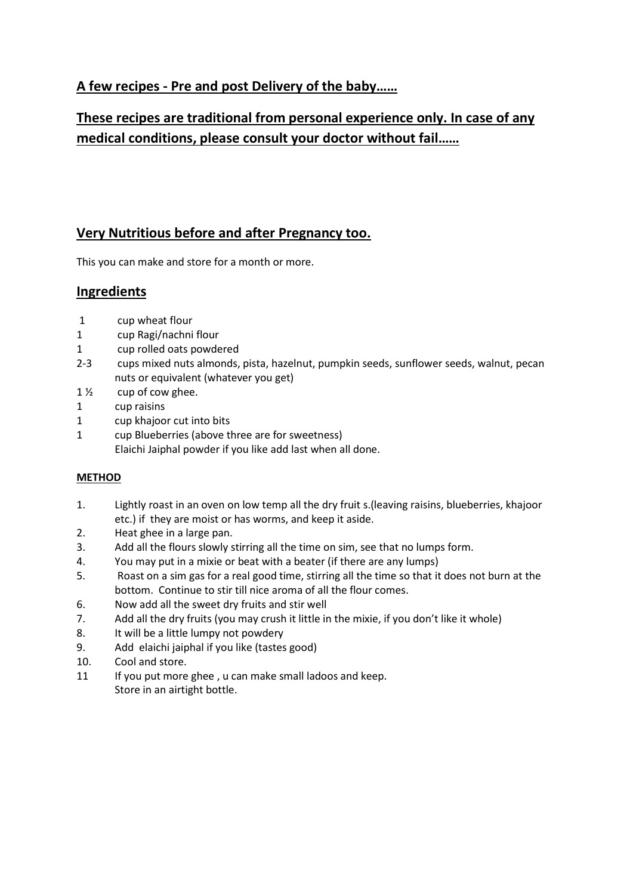**A few recipes - Pre and post Delivery of the baby……**

**These recipes are traditional from personal experience only. In case of any medical conditions, please consult your doctor without fail……**

## Very Nutritious before and after Pregnancy too.

This you can make and store for a month or more.

## Ingredients

- 1 cup wheat flour
- 1 cup Ragi/nachni flour
- 1 cup rolled oats powdered
- 2-3 cups mixed nuts almonds, pista, hazelnut, pumpkin seeds, sunflower seeds, walnut, pecan nuts or equivalent (whatever you get)
- 1 ½ cup of cow ghee.
- 1 cup raisins
- 1 cup khajoor cut into bits
- 1 cup Blueberries (above three are for sweetness)
  Elaichi Jaiphal powder if you like add last when all done.

**METHOD**

1. Lightly roast in an oven on low temp all the dry fruit s.(leaving raisins, blueberries, khajoor etc.) if they are moist or has worms, and keep it aside.
2. Heat ghee in a large pan.
3. Add all the flours slowly stirring all the time on sim, see that no lumps form.
4. You may put in a mixie or beat with a beater (if there are any lumps)
5. Roast on a sim gas for a real good time, stirring all the time so that it does not burn at the bottom. Continue to stir till nice aroma of all the flour comes.
6. Now add all the sweet dry fruits and stir well
7. Add all the dry fruits (you may crush it little in the mixie, if you don't like it whole)
8. It will be a little lumpy not powdery
9. Add elaichi jaiphal if you like (tastes good)
10. Cool and store.
11. If you put more ghee , u can make small ladoos and keep.
    Store in an airtight bottle.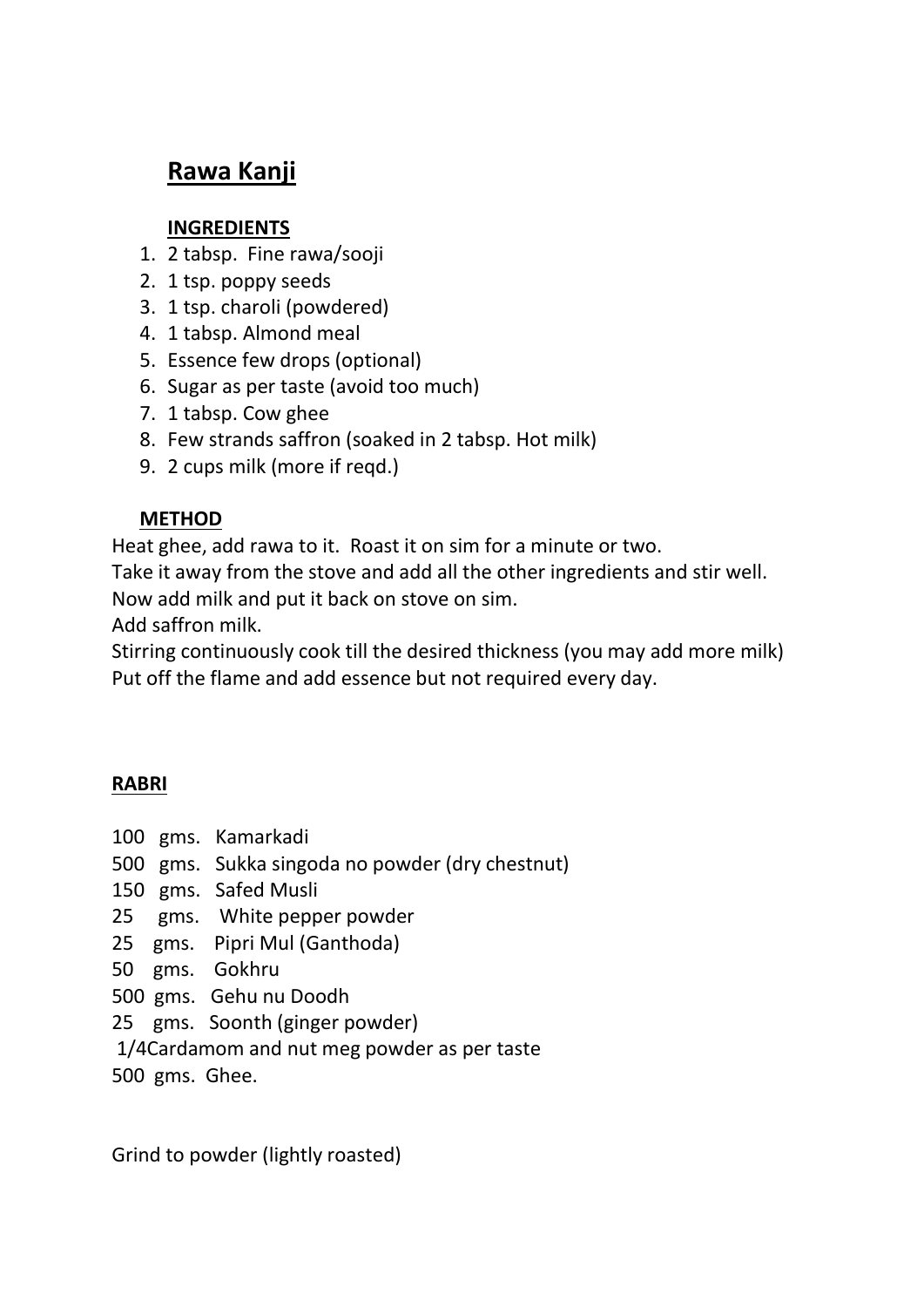# Rawa Kanji

## INGREDIENTS

1. 2 tabsp. Fine rawa/sooji
2. 1 tsp. poppy seeds
3. 1 tsp. charoli (powdered)
4. 1 tabsp. Almond meal
5. Essence few drops (optional)
6. Sugar as per taste (avoid too much)
7. 1 tabsp. Cow ghee
8. Few strands saffron (soaked in 2 tabsp. Hot milk)
9. 2 cups milk (more if reqd.)

## METHOD

Heat ghee, add rawa to it. Roast it on sim for a minute or two.
Take it away from the stove and add all the other ingredients and stir well.
Now add milk and put it back on stove on sim.
Add saffron milk.
Stirring continuously cook till the desired thickness (you may add more milk)
Put off the flame and add essence but not required every day.

## RABRI

100 gms. Kamarkadi
500 gms. Sukka singoda no powder (dry chestnut)
150 gms. Safed Musli
25 gms. White pepper powder
25 gms. Pipri Mul (Ganthoda)
50 gms. Gokhru
500 gms. Gehu nu Doodh
25 gms. Soonth (ginger powder)
1/4Cardamom and nut meg powder as per taste
500 gms. Ghee.

Grind to powder (lightly roasted)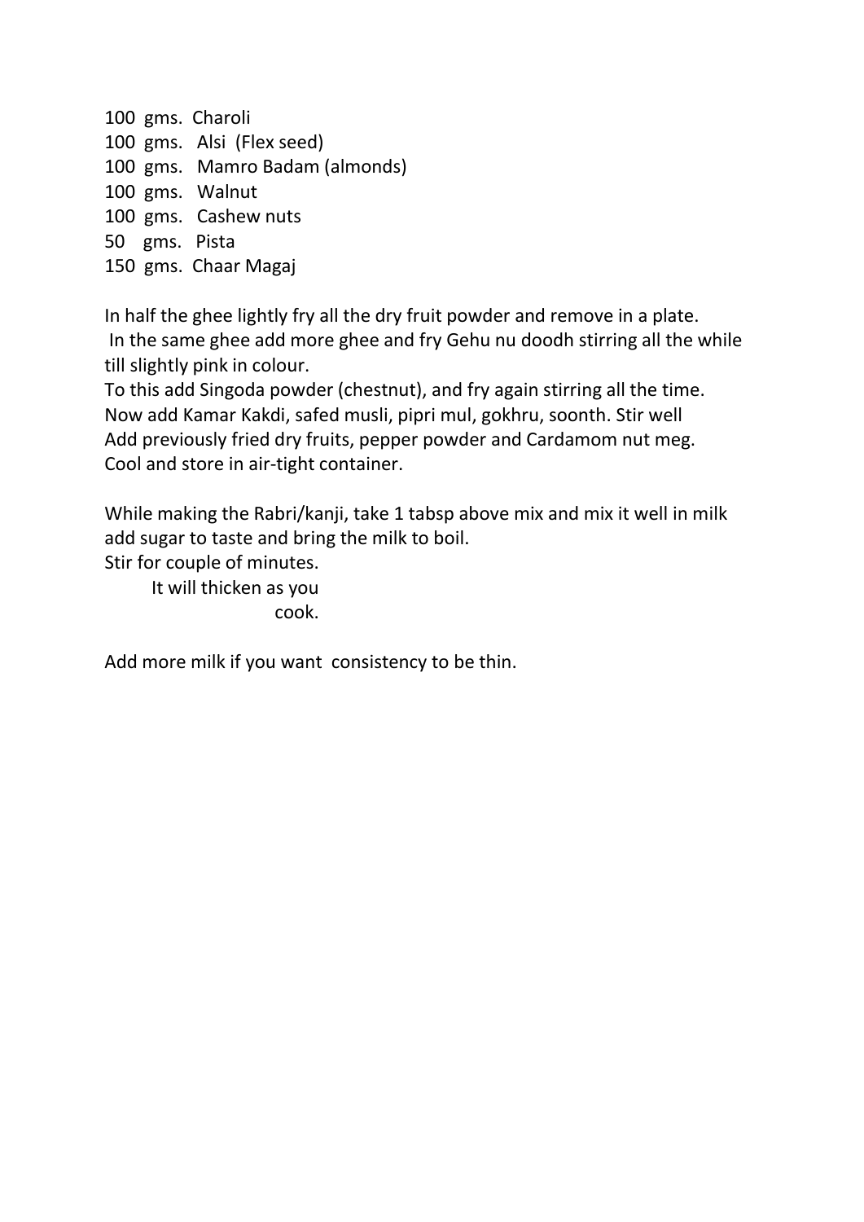100 gms. Charoli
100 gms. Alsi (Flex seed)
100 gms. Mamro Badam (almonds)
100 gms. Walnut
100 gms. Cashew nuts
50 gms. Pista
150 gms. Chaar Magaj

In half the ghee lightly fry all the dry fruit powder and remove in a plate.
In the same ghee add more ghee and fry Gehu nu doodh stirring all the while till slightly pink in colour.
To this add Singoda powder (chestnut), and fry again stirring all the time.
Now add Kamar Kakdi, safed musli, pipri mul, gokhru, soonth. Stir well
Add previously fried dry fruits, pepper powder and Cardamom nut meg.
Cool and store in air-tight container.

While making the Rabri/kanji, take 1 tabsp above mix and mix it well in milk add sugar to taste and bring the milk to boil.
Stir for couple of minutes.
It will thicken as you cook.

Add more milk if you want consistency to be thin.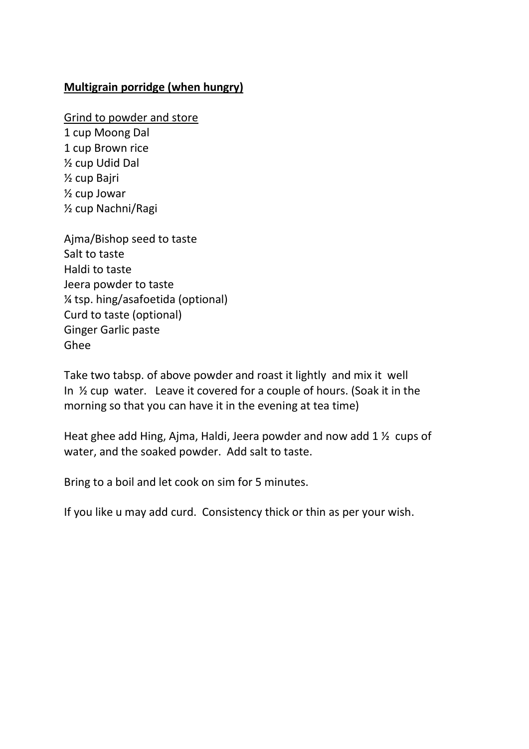**<u>Multigrain porridge (when hungry)</u>**

<u>Grind to powder and store</u>
1 cup Moong Dal
1 cup Brown rice
½ cup Udid Dal
½ cup Bajri
½ cup Jowar
½ cup Nachni/Ragi

Ajma/Bishop seed to taste
Salt to taste
Haldi to taste
Jeera powder to taste
¼ tsp. hing/asafoetida (optional)
Curd to taste (optional)
Ginger Garlic paste
Ghee

Take two tabsp. of above powder and roast it lightly and mix it well In ½ cup water. Leave it covered for a couple of hours. (Soak it in the morning so that you can have it in the evening at tea time)

Heat ghee add Hing, Ajma, Haldi, Jeera powder and now add 1 ½ cups of water, and the soaked powder. Add salt to taste.

Bring to a boil and let cook on sim for 5 minutes.

If you like u may add curd. Consistency thick or thin as per your wish.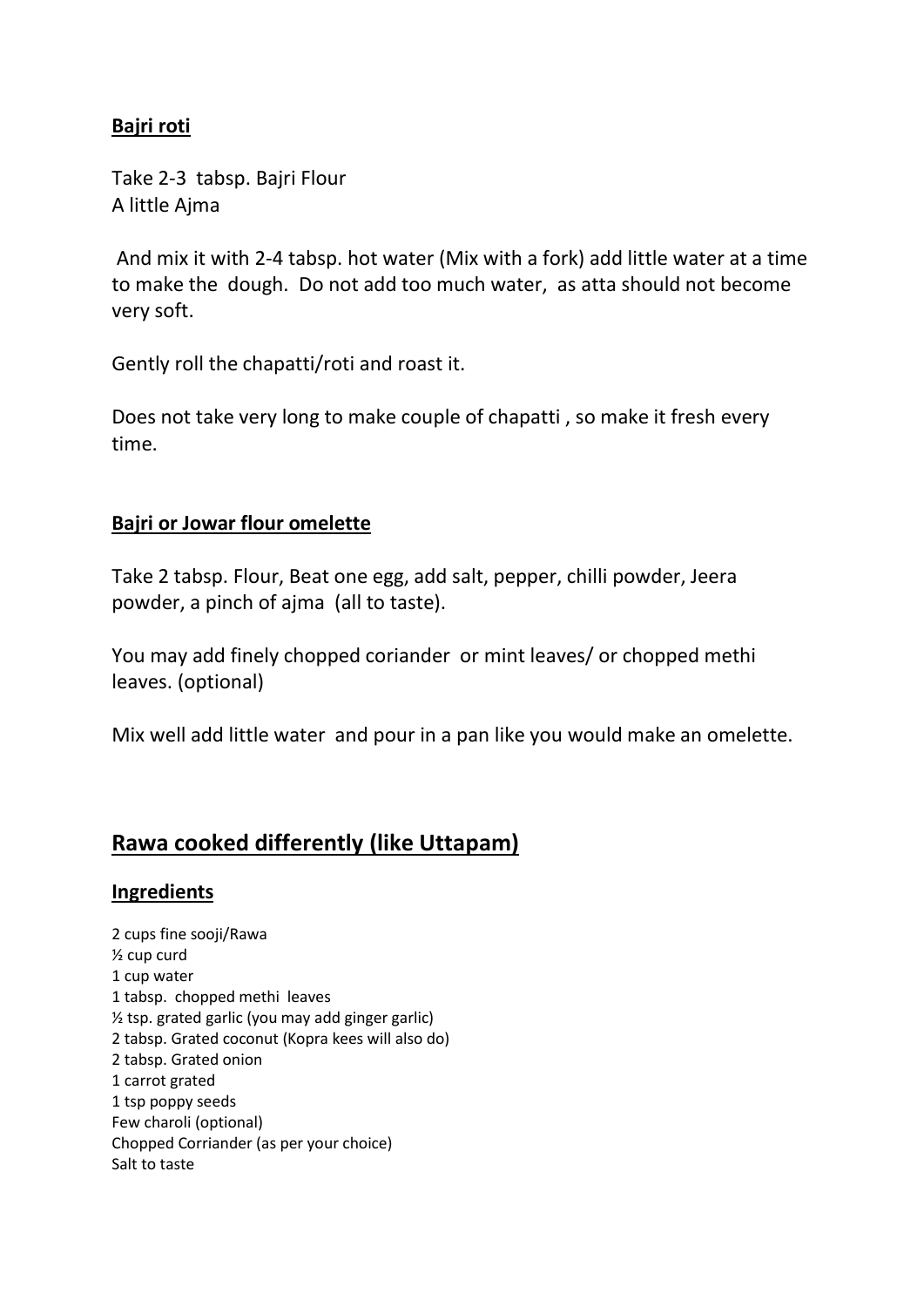**Bajri roti**

Take 2-3 tabsp. Bajri Flour
A little Ajma

And mix it with 2-4 tabsp. hot water (Mix with a fork) add little water at a time to make the dough. Do not add too much water, as atta should not become very soft.

Gently roll the chapatti/roti and roast it.

Does not take very long to make couple of chapatti , so make it fresh every time.

**Bajri or Jowar flour omelette**

Take 2 tabsp. Flour, Beat one egg, add salt, pepper, chilli powder, Jeera powder, a pinch of ajma (all to taste).

You may add finely chopped coriander or mint leaves/ or chopped methi leaves. (optional)

Mix well add little water and pour in a pan like you would make an omelette.

## Rawa cooked differently (like Uttapam)

### Ingredients

2 cups fine sooji/Rawa
½ cup curd
1 cup water
1 tabsp. chopped methi leaves
½ tsp. grated garlic (you may add ginger garlic)
2 tabsp. Grated coconut (Kopra kees will also do)
2 tabsp. Grated onion
1 carrot grated
1 tsp poppy seeds
Few charoli (optional)
Chopped Corriander (as per your choice)
Salt to taste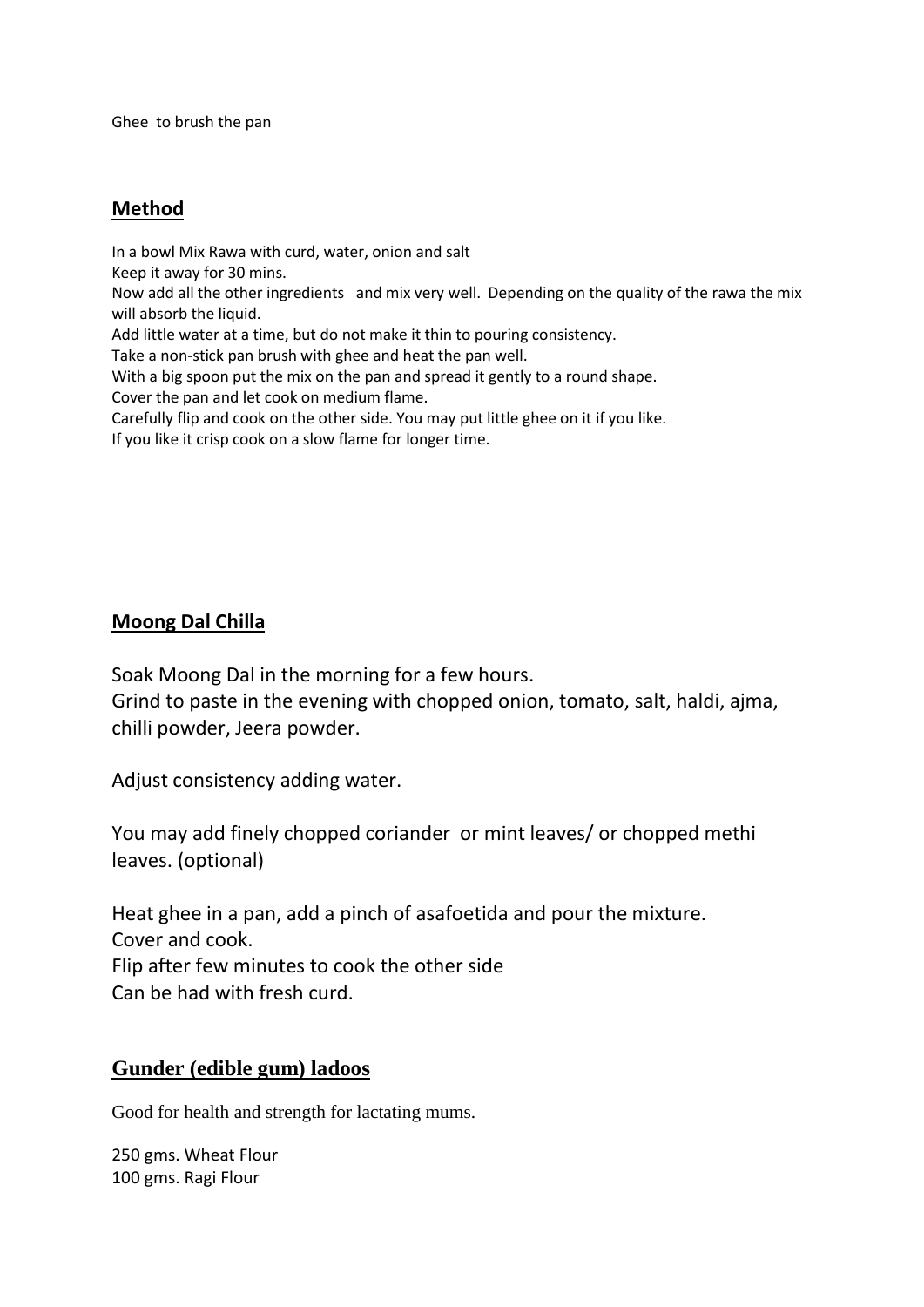Ghee to brush the pan

## **Method**

In a bowl Mix Rawa with curd, water, onion and salt
Keep it away for 30 mins.
Now add all the other ingredients and mix very well. Depending on the quality of the rawa the mix will absorb the liquid.
Add little water at a time, but do not make it thin to pouring consistency.
Take a non-stick pan brush with ghee and heat the pan well.
With a big spoon put the mix on the pan and spread it gently to a round shape.
Cover the pan and let cook on medium flame.
Carefully flip and cook on the other side. You may put little ghee on it if you like.
If you like it crisp cook on a slow flame for longer time.

## **Moong Dal Chilla**

Soak Moong Dal in the morning for a few hours.
Grind to paste in the evening with chopped onion, tomato, salt, haldi, ajma, chilli powder, Jeera powder.

Adjust consistency adding water.

You may add finely chopped coriander or mint leaves/ or chopped methi leaves. (optional)

Heat ghee in a pan, add a pinch of asafoetida and pour the mixture.
Cover and cook.
Flip after few minutes to cook the other side
Can be had with fresh curd.

## **Gunder (edible gum) ladoos**

Good for health and strength for lactating mums.

250 gms. Wheat Flour
100 gms. Ragi Flour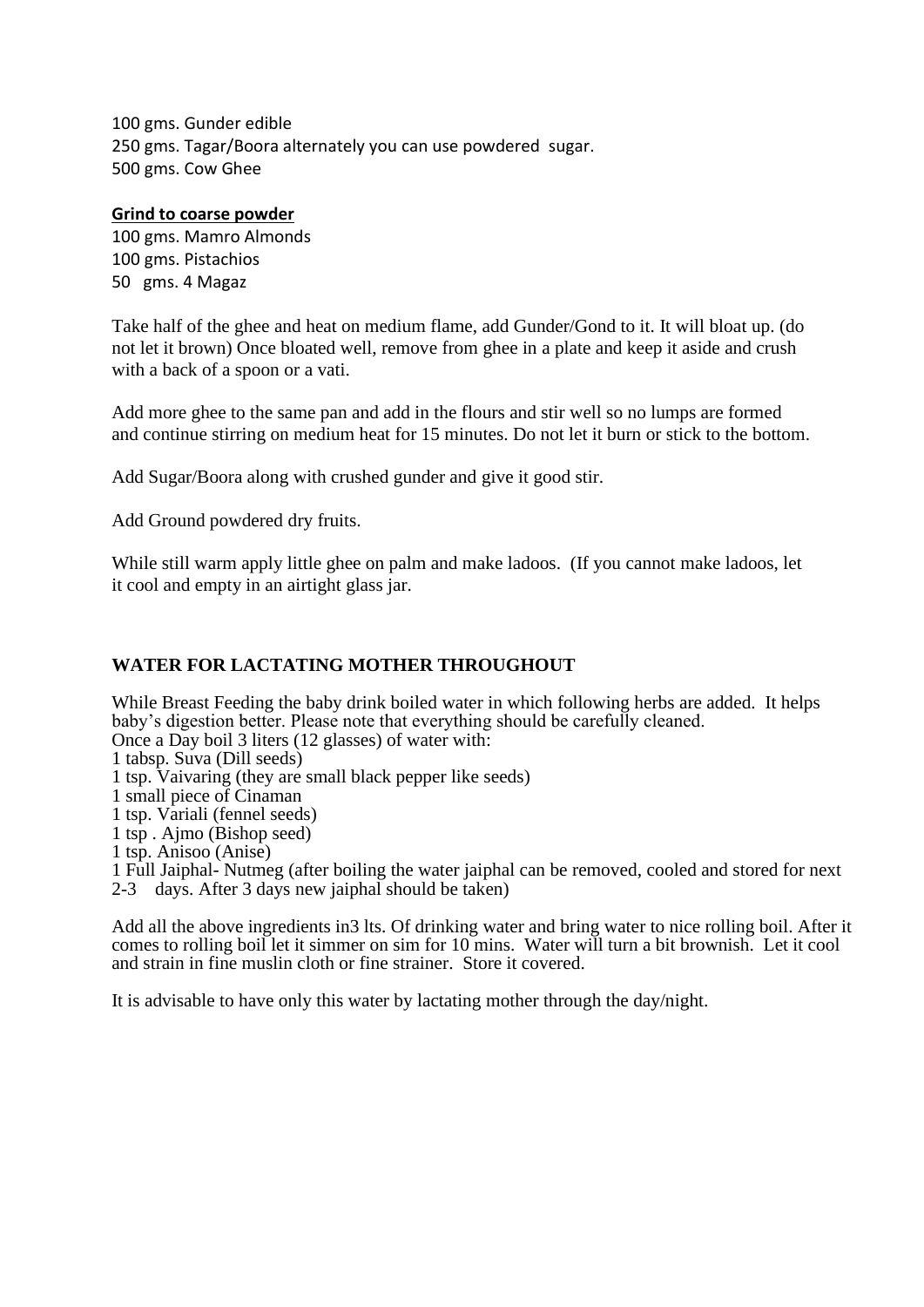100 gms. Gunder edible
250 gms. Tagar/Boora alternately you can use powdered sugar.
500 gms. Cow Ghee

**Grind to coarse powder**

100 gms. Mamro Almonds
100 gms. Pistachios
50 gms. 4 Magaz

Take half of the ghee and heat on medium flame, add Gunder/Gond to it. It will bloat up. (do not let it brown) Once bloated well, remove from ghee in a plate and keep it aside and crush with a back of a spoon or a vati.

Add more ghee to the same pan and add in the flours and stir well so no lumps are formed and continue stirring on medium heat for 15 minutes. Do not let it burn or stick to the bottom.

Add Sugar/Boora along with crushed gunder and give it good stir.

Add Ground powdered dry fruits.

While still warm apply little ghee on palm and make ladoos. (If you cannot make ladoos, let it cool and empty in an airtight glass jar.

## WATER FOR LACTATING MOTHER THROUGHOUT

While Breast Feeding the baby drink boiled water in which following herbs are added. It helps baby's digestion better. Please note that everything should be carefully cleaned.
Once a Day boil 3 liters (12 glasses) of water with:
1 tabsp. Suva (Dill seeds)
1 tsp. Vaivaring (they are small black pepper like seeds)
1 small piece of Cinaman
1 tsp. Variali (fennel seeds)
1 tsp . Ajmo (Bishop seed)
1 tsp. Anisoo (Anise)
1 Full Jaiphal- Nutmeg (after boiling the water jaiphal can be removed, cooled and stored for next 2-3 days. After 3 days new jaiphal should be taken)

Add all the above ingredients in3 lts. Of drinking water and bring water to nice rolling boil. After it comes to rolling boil let it simmer on sim for 10 mins. Water will turn a bit brownish. Let it cool and strain in fine muslin cloth or fine strainer. Store it covered.

It is advisable to have only this water by lactating mother through the day/night.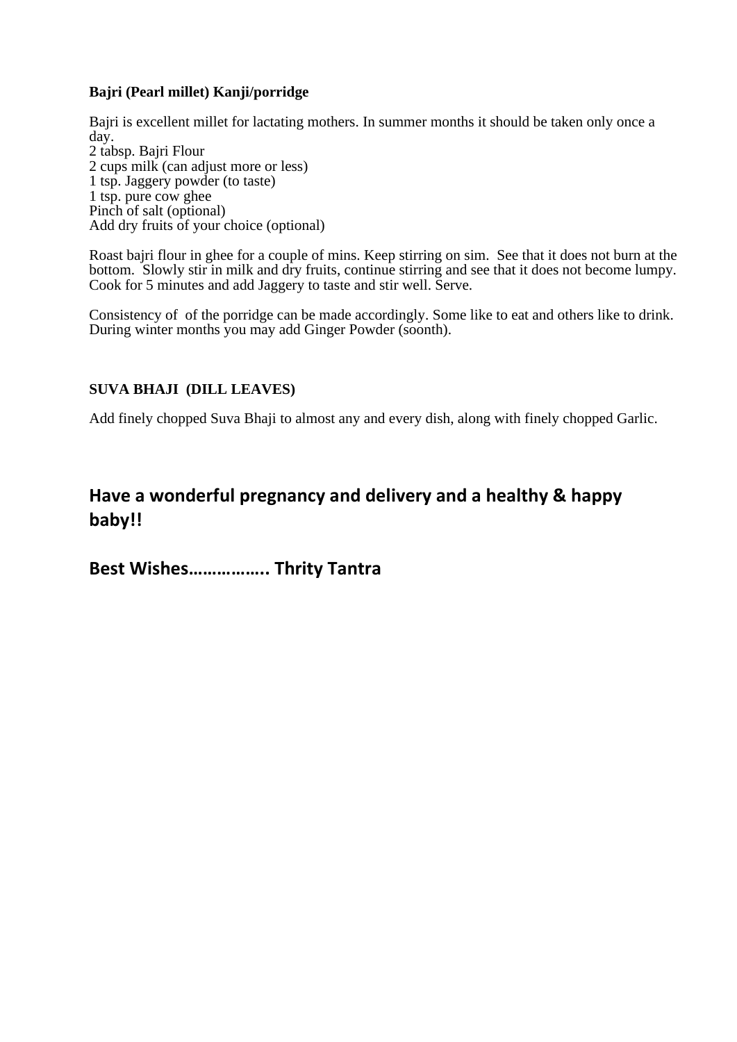**Bajri (Pearl millet) Kanji/porridge**

Bajri is excellent millet for lactating mothers. In summer months it should be taken only once a day.
2 tabsp. Bajri Flour
2 cups milk (can adjust more or less)
1 tsp. Jaggery powder (to taste)
1 tsp. pure cow ghee
Pinch of salt (optional)
Add dry fruits of your choice (optional)

Roast bajri flour in ghee for a couple of mins. Keep stirring on sim. See that it does not burn at the bottom. Slowly stir in milk and dry fruits, continue stirring and see that it does not become lumpy. Cook for 5 minutes and add Jaggery to taste and stir well. Serve.

Consistency of of the porridge can be made accordingly. Some like to eat and others like to drink. During winter months you may add Ginger Powder (soonth).

**SUVA BHAJI (DILL LEAVES)**

Add finely chopped Suva Bhaji to almost any and every dish, along with finely chopped Garlic.

## Have a wonderful pregnancy and delivery and a healthy & happy baby!!

## Best Wishes…………….. Thrity Tantra